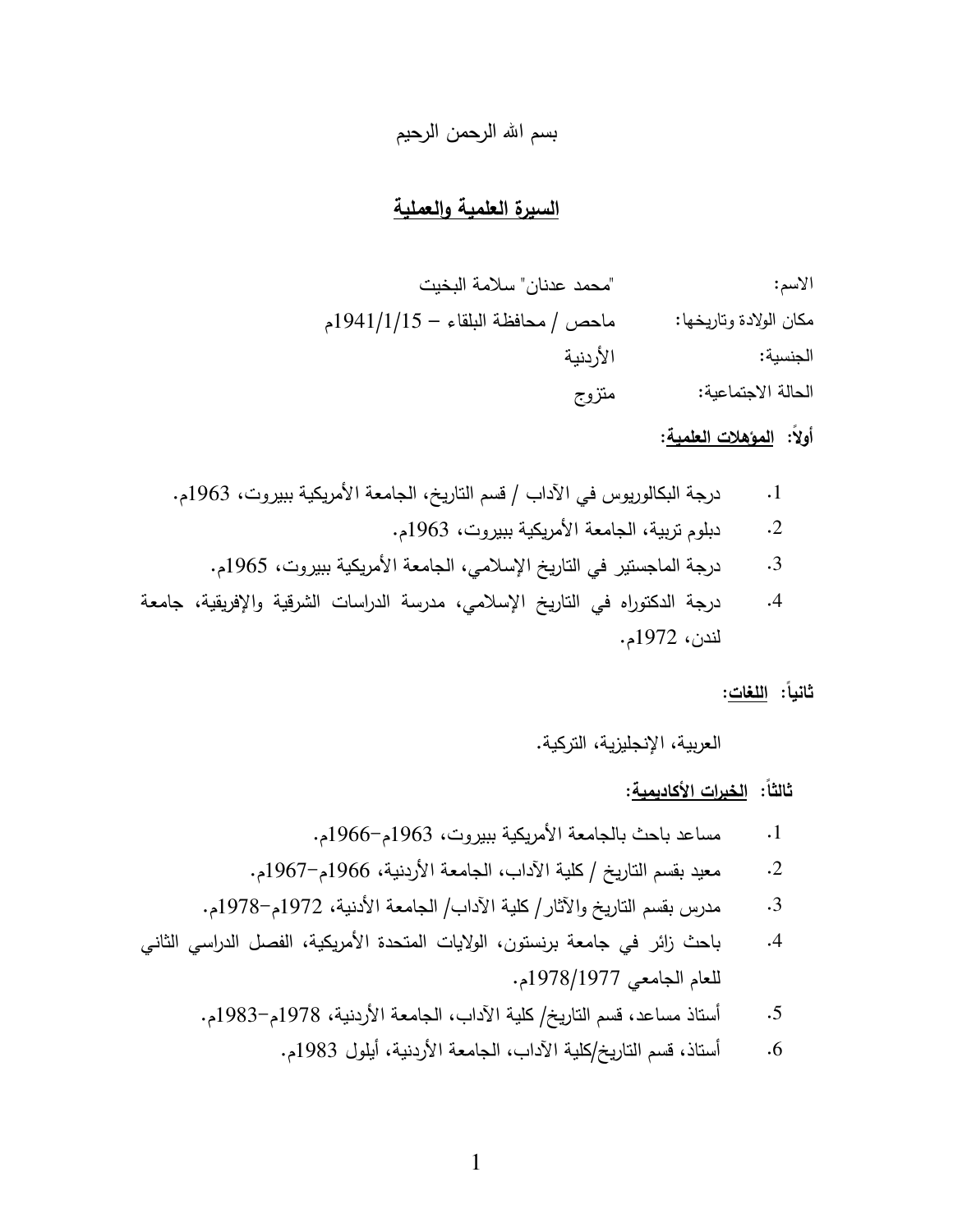بسم الله الرحمن الرحيم

# السيرة العلمية والعملية

الاسم: "محمد عدنان" سلامة البخيت

مكان الولادة وتاريخها: ماحص / محافظة البلقاء – 1941/1/15م

الجنسية: الأردنية

الحالة الاجتماعية: متزوج

## أولاً: المؤهلات العلمية:

1. درجة البكالوريوس في الآداب / قسم التاريخ، الجامعة الأمريكية ببيروت، 1963م.
2. دبلوم تربية، الجامعة الأمريكية ببيروت، 1963م.
3. درجة الماجستير في التاريخ الإسلامي، الجامعة الأمريكية ببيروت، 1965م.
4. درجة الدكتوراه في التاريخ الإسلامي، مدرسة الدراسات الشرقية والإفريقية، جامعة لندن، 1972م.

## ثانياً: اللغات:

العربية، الإنجليزية، التركية.

## ثالثاً: الخبرات الأكاديمية:

1. مساعد باحث بالجامعة الأمريكية ببيروت، 1963م–1966م.
2. معيد بقسم التاريخ / كلية الآداب، الجامعة الأردنية، 1966م–1967م.
3. مدرس بقسم التاريخ والآثار/ كلية الآداب/ الجامعة الأدنية، 1972م–1978م.
4. باحث زائر في جامعة برنستون، الولايات المتحدة الأمريكية، الفصل الدراسي الثاني للعام الجامعي 1978/1977م.
5. أستاذ مساعد، قسم التاريخ/ كلية الآداب، الجامعة الأردنية، 1978م–1983م.
6. أستاذ، قسم التاريخ/كلية الآداب، الجامعة الأردنية، أيلول 1983م.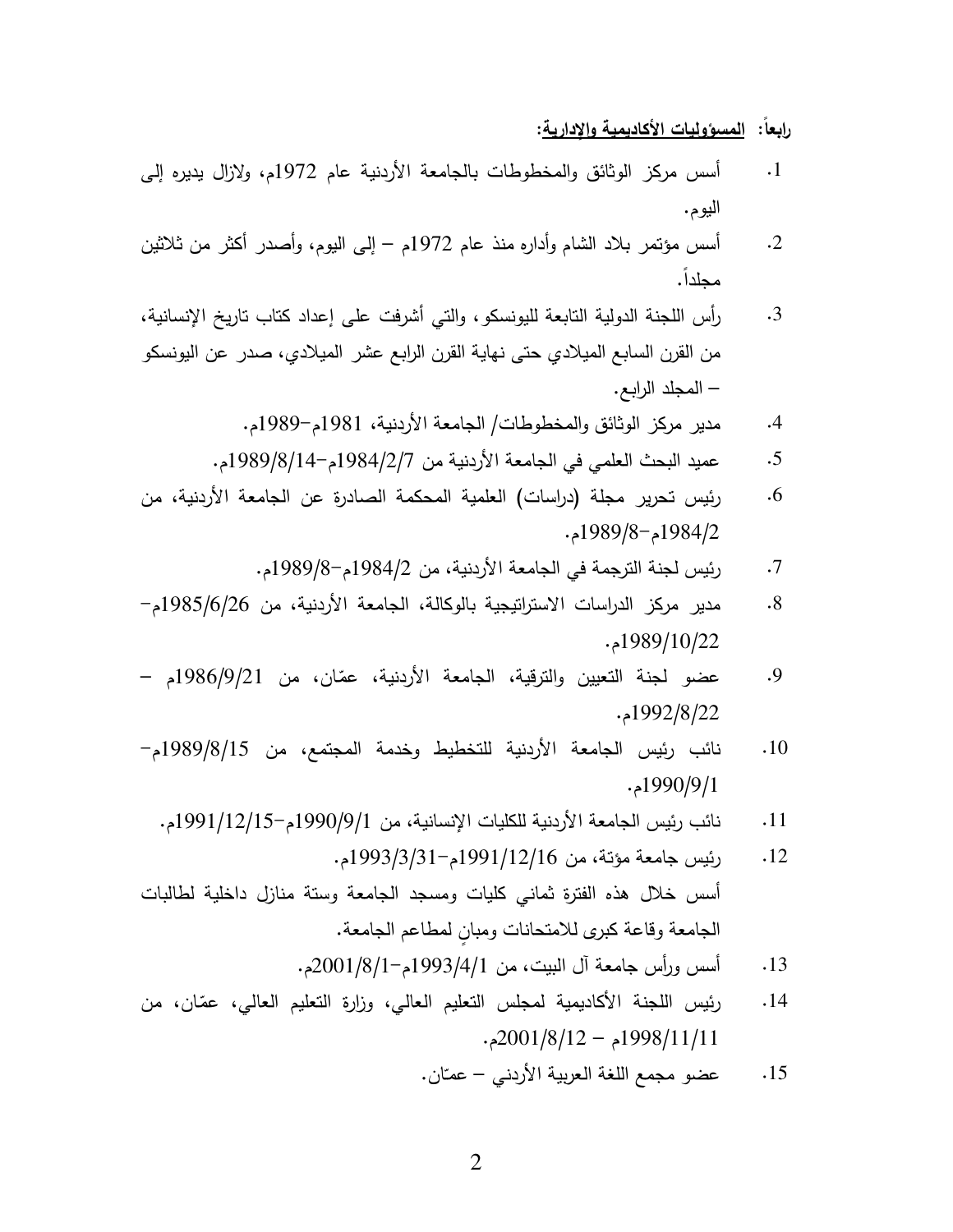**رابعاً: <u>المسؤوليات الأكاديمية والإدارية</u>:**

1. أسس مركز الوثائق والمخطوطات بالجامعة الأردنية عام 1972م، ولازال يديره إلى اليوم.
2. أسس مؤتمر بلاد الشام وأداره منذ عام 1972م – إلى اليوم، وأصدر أكثر من ثلاثين مجلداً.
3. رأس اللجنة الدولية التابعة لليونسكو، والتي أشرفت على إعداد كتاب تاريخ الإنسانية، من القرن السابع الميلادي حتى نهاية القرن الرابع عشر الميلادي، صدر عن اليونسكو – المجلد الرابع.
4. مدير مركز الوثائق والمخطوطات/ الجامعة الأردنية، 1981م–1989م.
5. عميد البحث العلمي في الجامعة الأردنية من 1984/2/7م–1989/8/14م.
6. رئيس تحرير مجلة (دراسات) العلمية المحكمة الصادرة عن الجامعة الأردنية، من 1984/2م–1989/8م.
7. رئيس لجنة الترجمة في الجامعة الأردنية، من 1984/2م–1989/8م.
8. مدير مركز الدراسات الاستراتيجية بالوكالة، الجامعة الأردنية، من 1985/6/26م–1989/10/22م.
9. عضو لجنة التعيين والترقية، الجامعة الأردنية، عمّان، من 1986/9/21م – 1992/8/22م.
10. نائب رئيس الجامعة الأردنية للتخطيط وخدمة المجتمع، من 1989/8/15م–1990/9/1م.
11. نائب رئيس الجامعة الأردنية للكليات الإنسانية، من 1990/9/1م–1991/12/15م.
12. رئيس جامعة مؤتة، من 1991/12/16م–1993/3/31م.

أسس خلال هذه الفترة ثماني كليات ومسجد الجامعة وستة منازل داخلية لطالبات الجامعة وقاعة كبرى للامتحانات ومبانٍ لمطاعم الجامعة.

13. أسس ورأس جامعة آل البيت، من 1993/4/1م–2001/8/1م.
14. رئيس اللجنة الأكاديمية لمجلس التعليم العالي، وزارة التعليم العالي، عمّان، من 1998/11/11م – 2001/8/12م.
15. عضو مجمع اللغة العربية الأردني – عمّان.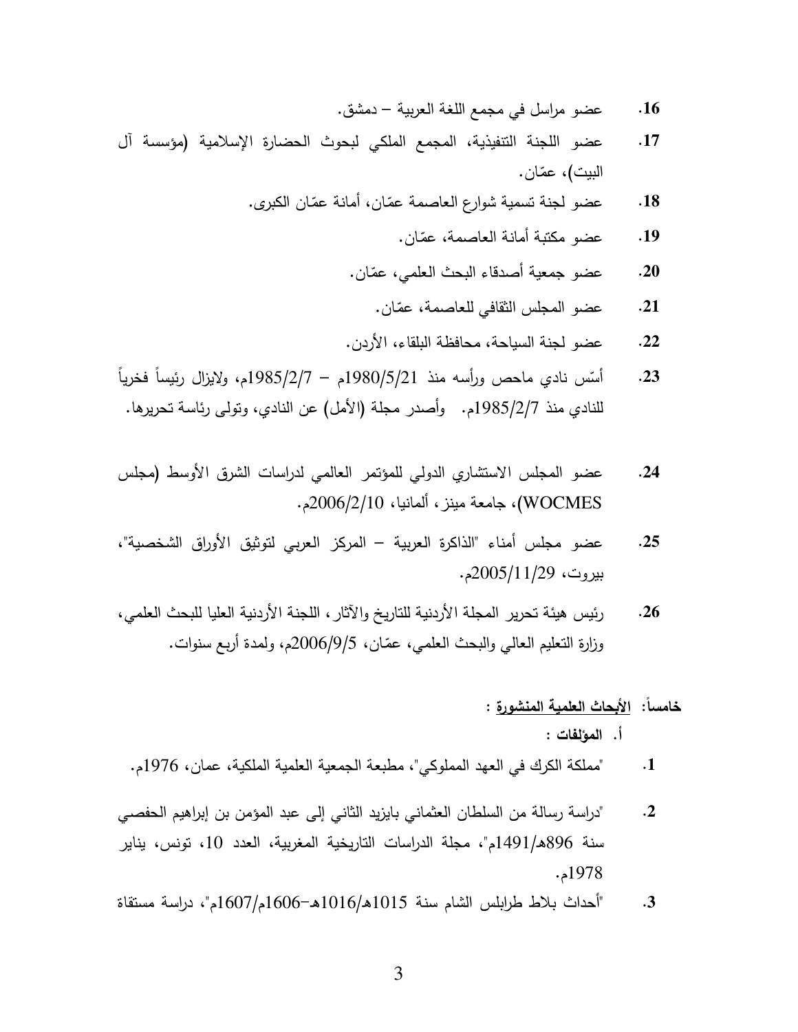16. عضو مراسل في مجمع اللغة العربية – دمشق.

17. عضو اللجنة التنفيذية، المجمع الملكي لبحوث الحضارة الإسلامية (مؤسسة آل البيت)، عمّان.

18. عضو لجنة تسمية شوارع العاصمة عمّان، أمانة عمّان الكبرى.

19. عضو مكتبة أمانة العاصمة، عمّان.

20. عضو جمعية أصدقاء البحث العلمي، عمّان.

21. عضو المجلس الثقافي للعاصمة، عمّان.

22. عضو لجنة السياحة، محافظة البلقاء، الأردن.

23. أسّس نادي ماحص ورأسه منذ 1980/5/21م – 1985/2/7م، ولايزال رئيساً فخرياً للنادي منذ 1985/2/7م. وأصدر مجلة (الأمل) عن النادي، وتولى رئاسة تحريرها.

24. عضو المجلس الاستشاري الدولي للمؤتمر العالمي لدراسات الشرق الأوسط (مجلس WOCMES)، جامعة مينز، ألمانيا، 2006/2/10م.

25. عضو مجلس أمناء "الذاكرة العربية – المركز العربي لتوثيق الأوراق الشخصية"، بيروت، 2005/11/29م.

26. رئيس هيئة تحرير المجلة الأردنية للتاريخ والآثار، اللجنة الأردنية العليا للبحث العلمي، وزارة التعليم العالي والبحث العلمي، عمّان، 2006/9/5م، ولمدة أربع سنوات.

**خامساً: الأبحاث العلمية المنشورة :**

**أ. المؤلفات :**

1. "مملكة الكرك في العهد المملوكي"، مطبعة الجمعية العلمية الملكية، عمان، 1976م.

2. "دراسة رسالة من السلطان العثماني بايزيد الثاني إلى عبد المؤمن بن إبراهيم الحفصي سنة 896هـ/1491م"، مجلة الدراسات التاريخية المغربية، العدد 10، تونس، يناير 1978م.

3. "أحداث بلاط طرابلس الشام سنة 1015هـ/1016هـ–1606م/1607م"، دراسة مستقاة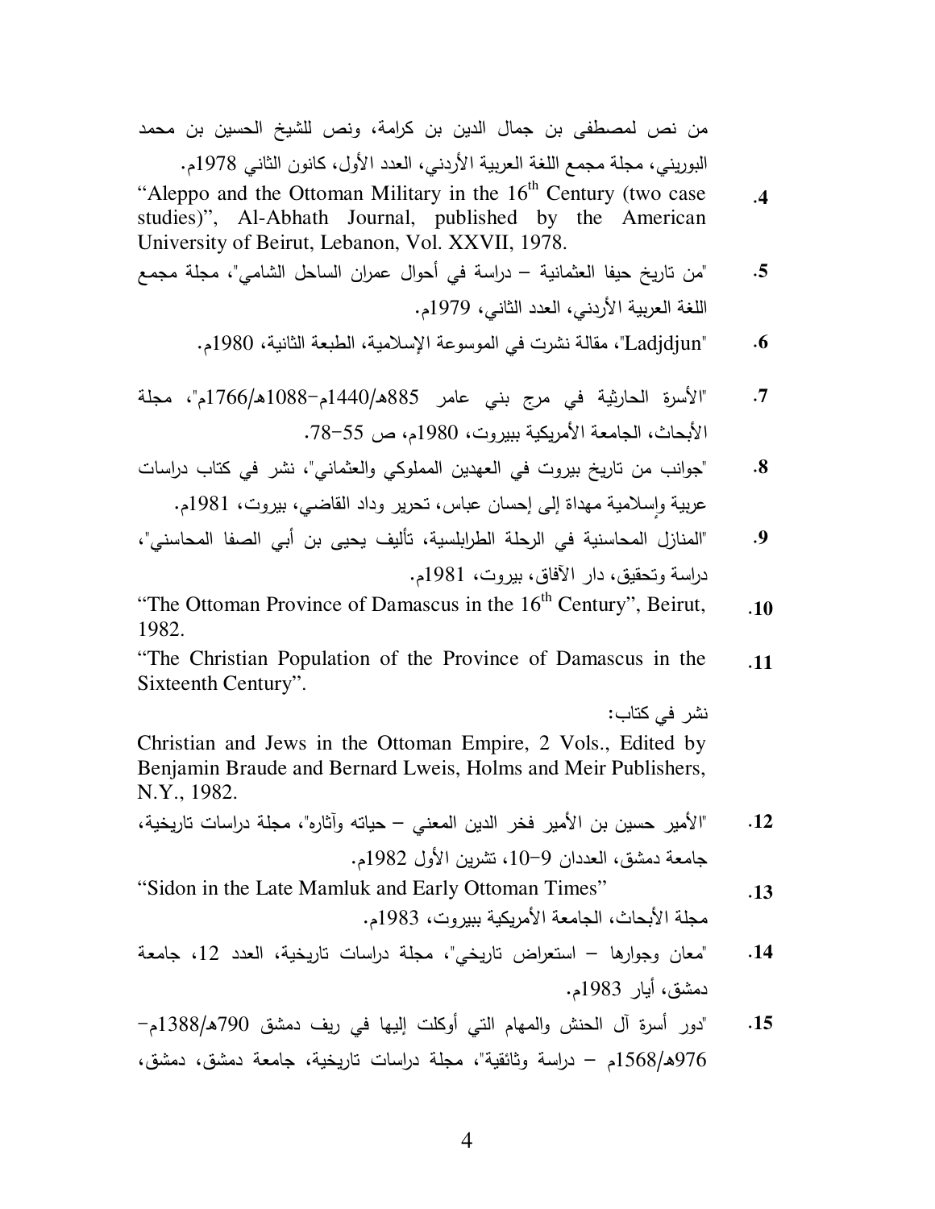من نص لمصطفى بن جمال الدين بن كرامة، ونص للشيخ الحسين بن محمد البوريني، مجلة مجمع اللغة العربية الأردني، العدد الأول، كانون الثاني 1978م.

4. "Aleppo and the Ottoman Military in the 16th Century (two case studies)", Al-Abhath Journal, published by the American University of Beirut, Lebanon, Vol. XXVII, 1978.

5. "من تاريخ حيفا العثمانية – دراسة في أحوال عمران الساحل الشامي"، مجلة مجمع اللغة العربية الأردني، العدد الثاني، 1979م.

6. "Ladjdjun"، مقالة نشرت في الموسوعة الإسلامية، الطبعة الثانية، 1980م.

7. "الأسرة الحارثية في مرج بني عامر 885هـ/1440م–1088هـ/1766م"، مجلة الأبحاث، الجامعة الأمريكية ببيروت، 1980م، ص 55–78.

8. "جوانب من تاريخ بيروت في العهدين المملوكي والعثماني"، نشر في كتاب دراسات عربية وإسلامية مهداة إلى إحسان عباس، تحرير وداد القاضي، بيروت، 1981م.

9. "المنازل المحاسنية في الرحلة الطرابلسية، تأليف يحيى بن أبي الصفا المحاسني"، دراسة وتحقيق، دار الآفاق، بيروت، 1981م.

10. "The Ottoman Province of Damascus in the 16th Century", Beirut, 1982.

11. "The Christian Population of the Province of Damascus in the Sixteenth Century".

نشر في كتاب:

Christian and Jews in the Ottoman Empire, 2 Vols., Edited by Benjamin Braude and Bernard Lweis, Holms and Meir Publishers, N.Y., 1982.

12. "الأمير حسين بن الأمير فخر الدين المعني – حياته وآثاره"، مجلة دراسات تاريخية، جامعة دمشق، العددان 9–10، تشرين الأول 1982م.

13. "Sidon in the Late Mamluk and Early Ottoman Times"

مجلة الأبحاث، الجامعة الأمريكية ببيروت، 1983م.

14. "معان وجوارها – استعراض تاريخي"، مجلة دراسات تاريخية، العدد 12، جامعة دمشق، أيار 1983م.

15. "دور أسرة آل الحنش والمهام التي أوكلت إليها في ريف دمشق 790هـ/1388م–976هـ/1568م – دراسة وثائقية"، مجلة دراسات تاريخية، جامعة دمشق، دمشق،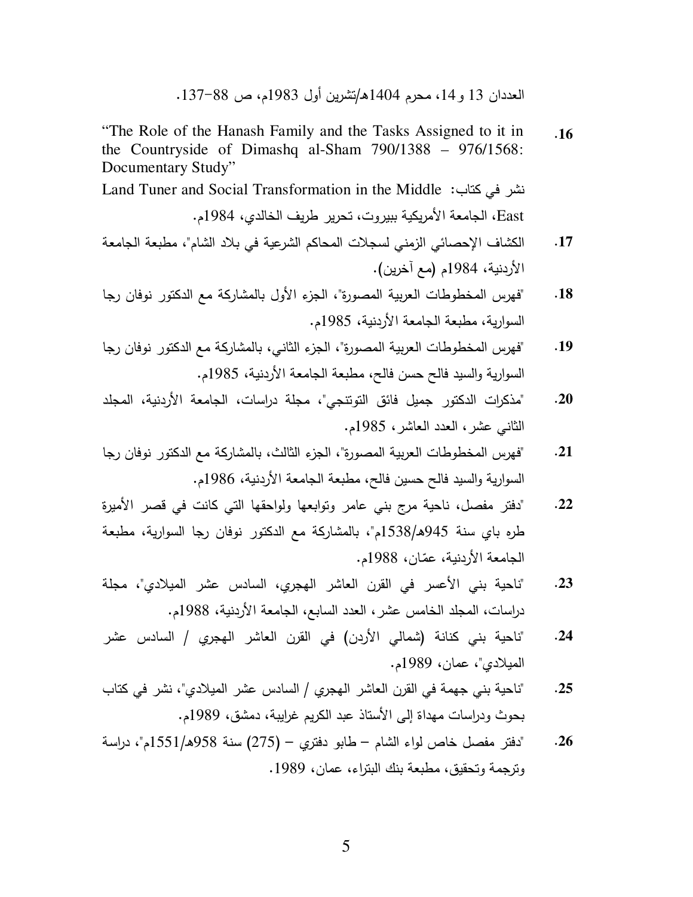العددان 13 و14، محرم 1404هـ/تشرين أول 1983م، ص 88–137.

16. "The Role of the Hanash Family and the Tasks Assigned to it in the Countryside of Dimashq al-Sham 790/1388 – 976/1568: Documentary Study"
نشر في كتاب: Land Tuner and Social Transformation in the Middle East، الجامعة الأمريكية ببيروت، تحرير طريف الخالدي، 1984م.

17. الكشاف الإحصائي الزمني لسجلات المحاكم الشرعية في بلاد الشام"، مطبعة الجامعة الأردنية، 1984م (مع آخرين).

18. "فهرس المخطوطات العربية المصورة"، الجزء الأول بالمشاركة مع الدكتور نوفان رجا السوارية، مطبعة الجامعة الأردنية، 1985م.

19. "فهرس المخطوطات العربية المصورة"، الجزء الثاني، بالمشاركة مع الدكتور نوفان رجا السوارية والسيد فالح حسن فالح، مطبعة الجامعة الأردنية، 1985م.

20. "مذكرات الدكتور جميل فائق التوتنجي"، مجلة دراسات، الجامعة الأردنية، المجلد الثاني عشر، العدد العاشر، 1985م.

21. "فهرس المخطوطات العربية المصورة"، الجزء الثالث، بالمشاركة مع الدكتور نوفان رجا السوارية والسيد فالح حسين فالح، مطبعة الجامعة الأردنية، 1986م.

22. "دفتر مفصل، ناحية مرج بني عامر وتوابعها ولواحقها التي كانت في قصر الأميرة طره باي سنة 945هـ/1538م"، بالمشاركة مع الدكتور نوفان رجا السوارية، مطبعة الجامعة الأردنية، عمّان، 1988م.

23. "ناحية بني الأعسر في القرن العاشر الهجري، السادس عشر الميلادي"، مجلة دراسات، المجلد الخامس عشر، العدد السابع، الجامعة الأردنية، 1988م.

24. "ناحية بني كنانة (شمالي الأردن) في القرن العاشر الهجري / السادس عشر الميلادي"، عمان، 1989م.

25. "ناحية بني جهمة في القرن العاشر الهجري / السادس عشر الميلادي"، نشر في كتاب بحوث ودراسات مهداة إلى الأستاذ عبد الكريم غرايبة، دمشق، 1989م.

26. "دفتر مفصل خاص لواء الشام – طابو دفتري – (275) سنة 958هـ/1551م"، دراسة وترجمة وتحقيق، مطبعة بنك البتراء، عمان، 1989.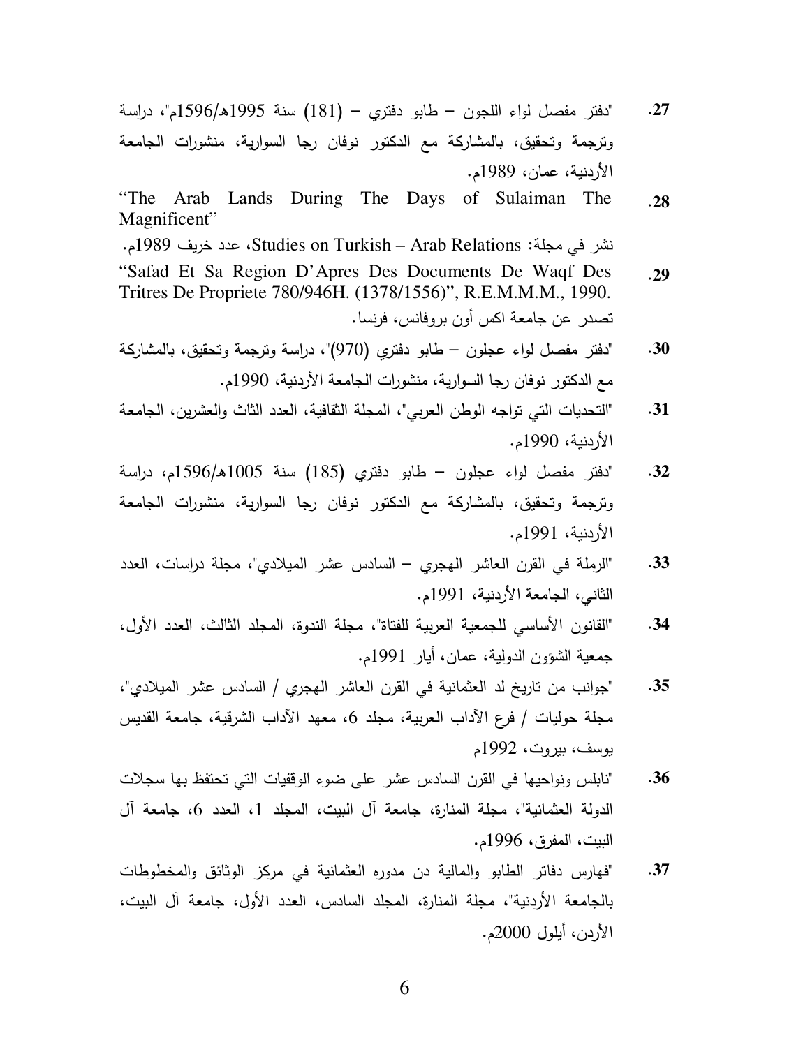27. "دفتر مفصل لواء اللجون – طابو دفتري – (181) سنة 1995هـ/1596م"، دراسة وترجمة وتحقيق، بالمشاركة مع الدكتور نوفان رجا السوارية، منشورات الجامعة الأردنية، عمان، 1989م.

28. "The Arab Lands During The Days of Sulaiman The Magnificent"

نشر في مجلة: Studies on Turkish – Arab Relations، عدد خريف 1989م.

29. "Safad Et Sa Region D'Apres Des Documents De Waqf Des Tritres De Propriete 780/946H. (1378/1556)", R.E.M.M.M., 1990.

تصدر عن جامعة اكس أون بروفانس، فرنسا.

30. "دفتر مفصل لواء عجلون – طابو دفتري (970)"، دراسة وترجمة وتحقيق، بالمشاركة مع الدكتور نوفان رجا السوارية، منشورات الجامعة الأردنية، 1990م.

31. "التحديات التي تواجه الوطن العربي"، المجلة الثقافية، العدد الثاث والعشرين، الجامعة الأردنية، 1990م.

32. "دفتر مفصل لواء عجلون – طابو دفتري (185) سنة 1005هـ/1596م، دراسة وترجمة وتحقيق، بالمشاركة مع الدكتور نوفان رجا السوارية، منشورات الجامعة الأردنية، 1991م.

33. "الرملة في القرن العاشر الهجري – السادس عشر الميلادي"، مجلة دراسات، العدد الثاني، الجامعة الأردنية، 1991م.

34. "القانون الأساسي للجمعية العربية للفتاة"، مجلة الندوة، المجلد الثالث، العدد الأول، جمعية الشؤون الدولية، عمان، أيار 1991م.

35. "جوانب من تاريخ لد العثمانية في القرن العاشر الهجري / السادس عشر الميلادي"، مجلة حوليات / فرع الآداب العربية، مجلد 6، معهد الآداب الشرقية، جامعة القديس يوسف، بيروت، 1992م

36. "نابلس ونواحيها في القرن السادس عشر على ضوء الوقفيات التي تحتفظ بها سجلات الدولة العثمانية"، مجلة المنارة، جامعة آل البيت، المجلد 1، العدد 6، جامعة آل البيت، المفرق، 1996م.

37. "فهارس دفاتر الطابو والمالية دن مدوره العثمانية في مركز الوثائق والمخطوطات بالجامعة الأردنية"، مجلة المنارة، المجلد السادس، العدد الأول، جامعة آل البيت، الأردن، أيلول 2000م.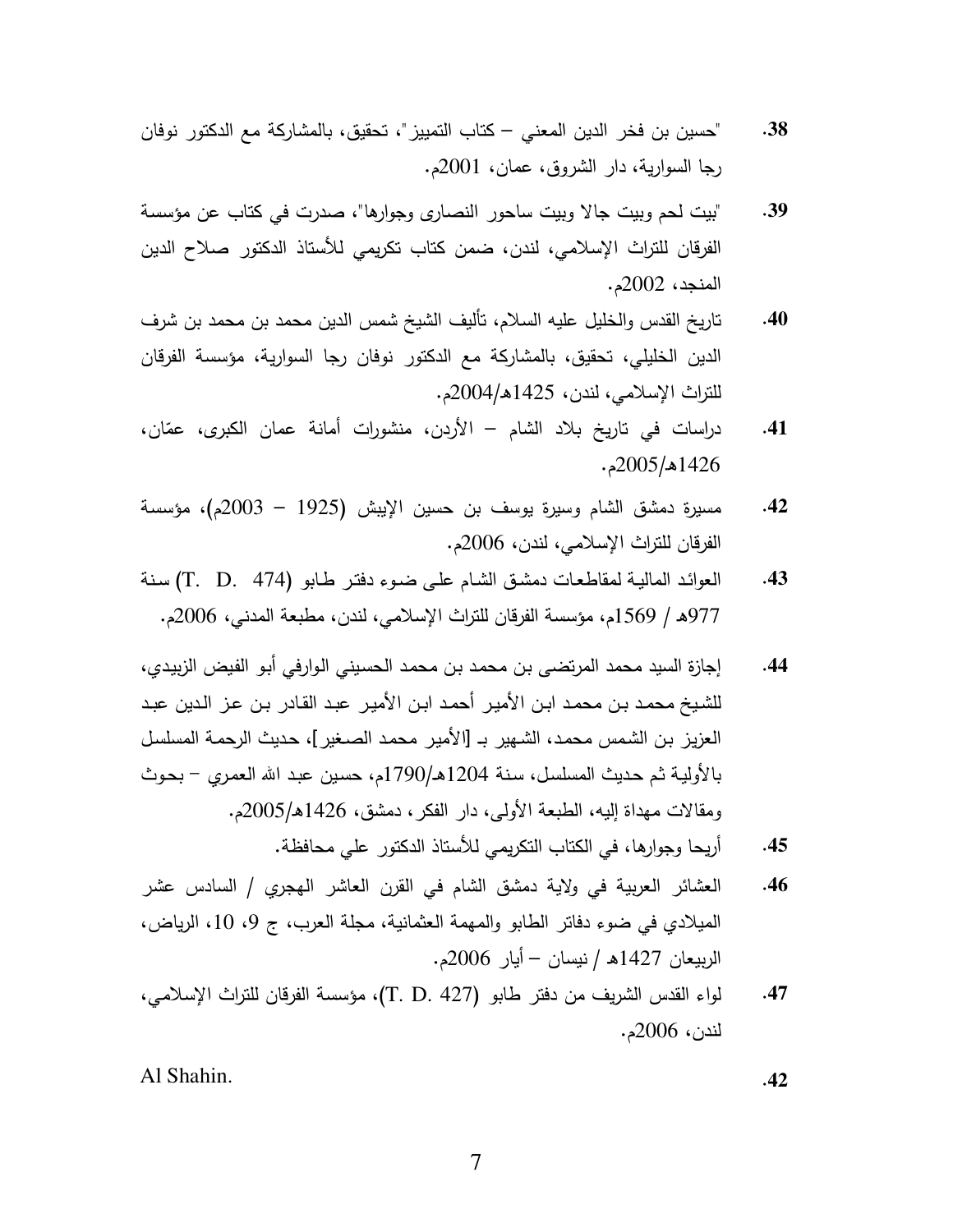38. "حسين بن فخر الدين المعني – كتاب التمييز"، تحقيق، بالمشاركة مع الدكتور نوفان رجا السوارية، دار الشروق، عمان، 2001م.

39. "بيت لحم وبيت جالا وبيت ساحور النصارى وجوارها"، صدرت في كتاب عن مؤسسة الفرقان للتراث الإسلامي، لندن، ضمن كتاب تكريمي للأستاذ الدكتور صلاح الدين المنجد، 2002م.

40. تاريخ القدس والخليل عليه السلام، تأليف الشيخ شمس الدين محمد بن محمد بن شرف الدين الخليلي، تحقيق، بالمشاركة مع الدكتور نوفان رجا السوارية، مؤسسة الفرقان للتراث الإسلامي، لندن، 1425هـ/2004م.

41. دراسات في تاريخ بلاد الشام – الأردن، منشورات أمانة عمان الكبرى، عمّان، 1426هـ/2005م.

42. مسيرة دمشق الشام وسيرة يوسف بن حسين الإيبش (1925 – 2003م)، مؤسسة الفرقان للتراث الإسلامي، لندن، 2006م.

43. العوائد المالية لمقاطعات دمشق الشام على ضوء دفتر طابو (T. D. 474) سنة 977هـ / 1569م، مؤسسة الفرقان للتراث الإسلامي، لندن، مطبعة المدني، 2006م.

44. إجازة السيد محمد المرتضى بن محمد بن محمد الحسيني الوارفي أبو الفيض الزبيدي، للشيخ محمد بن محمد ابن الأمير أحمد ابن الأمير عبد القادر بن عز الدين عبد العزيز بن الشمس محمد، الشهير بـ [الأمير محمد الصغير]، حديث الرحمة المسلسل بالأولية ثم حديث المسلسل، سنة 1204هـ/1790م، حسين عبد الله العمري – بحوث ومقالات مهداة إليه، الطبعة الأولى، دار الفكر، دمشق، 1426هـ/2005م.

45. أريحا وجوارها، في الكتاب التكريمي للأستاذ الدكتور علي محافظة.

46. العشائر العربية في ولاية دمشق الشام في القرن العاشر الهجري / السادس عشر الميلادي في ضوء دفاتر الطابو والمهمة العثمانية، مجلة العرب، ج 9، 10، الرياض، الربيعان 1427هـ / نيسان – أيار 2006م.

47. لواء القدس الشريف من دفتر طابو (T. D. 427)، مؤسسة الفرقان للتراث الإسلامي، لندن، 2006م.

42. Al Shahin.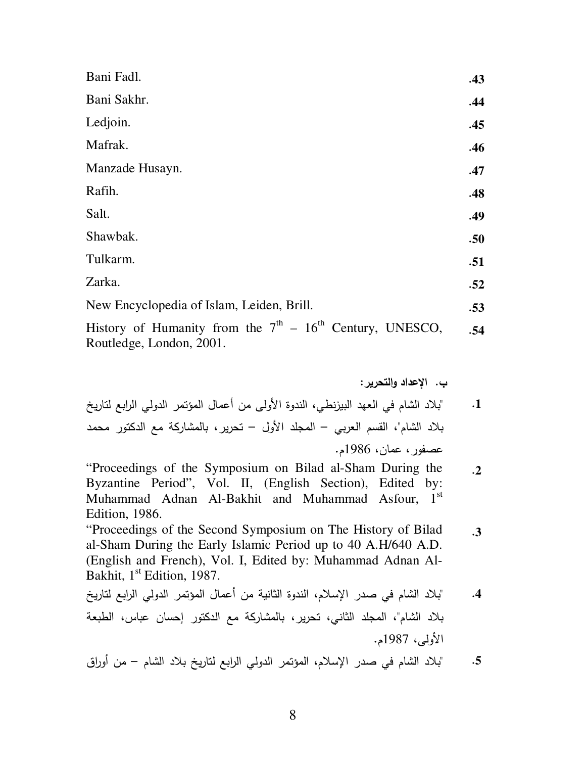43. Bani Fadl.
44. Bani Sakhr.
45. Ledjoin.
46. Mafrak.
47. Manzade Husayn.
48. Rafih.
49. Salt.
50. Shawbak.
51. Tulkarm.
52. Zarka.
53. New Encyclopedia of Islam, Leiden, Brill.
54. History of Humanity from the 7th – 16th Century, UNESCO, Routledge, London, 2001.

**ب. الإعداد والتحرير:**

1. "بلاد الشام في العهد البيزنطي، الندوة الأولى من أعمال المؤتمر الدولي الرابع لتاريخ بلاد الشام"، القسم العربي – المجلد الأول – تحرير، بالمشاركة مع الدكتور محمد عصفور، عمان، 1986م.
2. "Proceedings of the Symposium on Bilad al-Sham During the Byzantine Period", Vol. II, (English Section), Edited by: Muhammad Adnan Al-Bakhit and Muhammad Asfour, 1st Edition, 1986.
3. "Proceedings of the Second Symposium on The History of Bilad al-Sham During the Early Islamic Period up to 40 A.H/640 A.D. (English and French), Vol. I, Edited by: Muhammad Adnan Al-Bakhit, 1st Edition, 1987.
4. "بلاد الشام في صدر الإسلام، الندوة الثانية من أعمال المؤتمر الدولي الرابع لتاريخ بلاد الشام"، المجلد الثاني، تحرير، بالمشاركة مع الدكتور إحسان عباس، الطبعة الأولى، 1987م.
5. "بلاد الشام في صدر الإسلام، المؤتمر الدولي الرابع لتاريخ بلاد الشام – من أوراق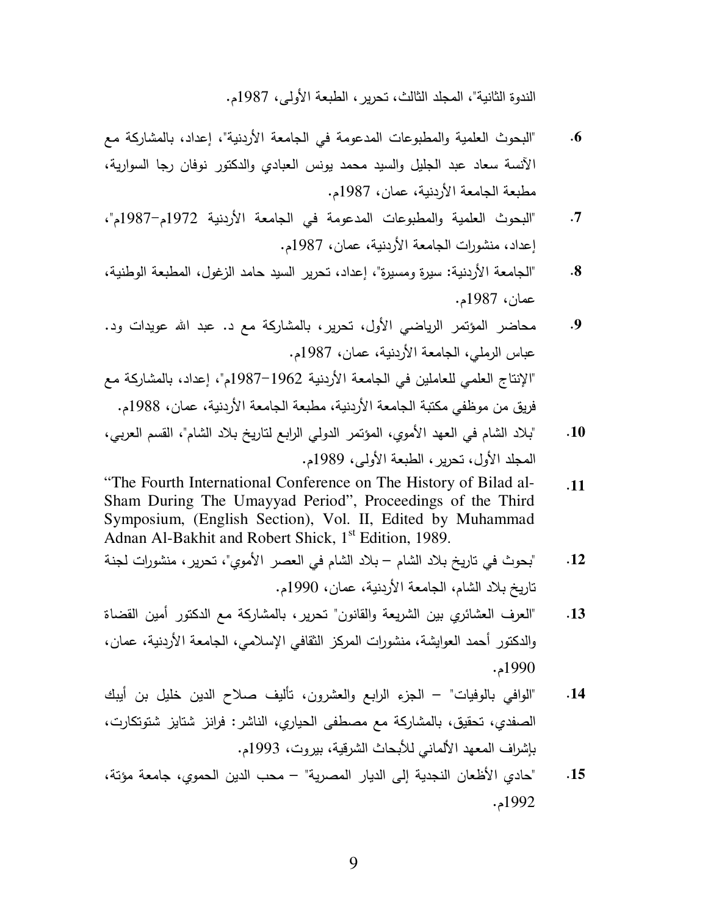الندوة الثانية"، المجلد الثالث، تحرير، الطبعة الأولى، 1987م.

6. "البحوث العلمية والمطبوعات المدعومة في الجامعة الأردنية"، إعداد، بالمشاركة مع الآنسة سعاد عبد الجليل والسيد محمد يونس العبادي والدكتور نوفان رجا السوارية، مطبعة الجامعة الأردنية، عمان، 1987م.

7. "البحوث العلمية والمطبوعات المدعومة في الجامعة الأردنية 1972م–1987م"، إعداد، منشورات الجامعة الأردنية، عمان، 1987م.

8. "الجامعة الأردنية: سيرة ومسيرة"، إعداد، تحرير السيد حامد الزغول، المطبعة الوطنية، عمان، 1987م.

9. محاضر المؤتمر الرياضي الأول، تحرير، بالمشاركة مع د. عبد الله عويدات ود. عباس الرملي، الجامعة الأردنية، عمان، 1987م.

"الإنتاج العلمي للعاملين في الجامعة الأردنية 1962–1987م"، إعداد، بالمشاركة مع فريق من موظفي مكتبة الجامعة الأردنية، مطبعة الجامعة الأردنية، عمان، 1988م.

10. "بلاد الشام في العهد الأموي، المؤتمر الدولي الرابع لتاريخ بلاد الشام"، القسم العربي، المجلد الأول، تحرير، الطبعة الأولى، 1989م.

11. "The Fourth International Conference on The History of Bilad al-Sham During The Umayyad Period", Proceedings of the Third Symposium, (English Section), Vol. II, Edited by Muhammad Adnan Al-Bakhit and Robert Shick, 1st Edition, 1989.

12. "بحوث في تاريخ بلاد الشام – بلاد الشام في العصر الأموي"، تحرير، منشورات لجنة تاريخ بلاد الشام، الجامعة الأردنية، عمان، 1990م.

13. "العرف العشائري بين الشريعة والقانون" تحرير، بالمشاركة مع الدكتور أمين القضاة والدكتور أحمد العوايشة، منشورات المركز الثقافي الإسلامي، الجامعة الأردنية، عمان، 1990م.

14. "الوافي بالوفيات" – الجزء الرابع والعشرون، تأليف صلاح الدين خليل بن أيبك الصفدي، تحقيق، بالمشاركة مع مصطفى الحياري، الناشر: فرانز شتايز شتوتكارت، بإشراف المعهد الألماني للأبحاث الشرقية، بيروت، 1993م.

15. "حادي الأظعان النجدية إلى الديار المصرية" – محب الدين الحموي، جامعة مؤتة، 1992م.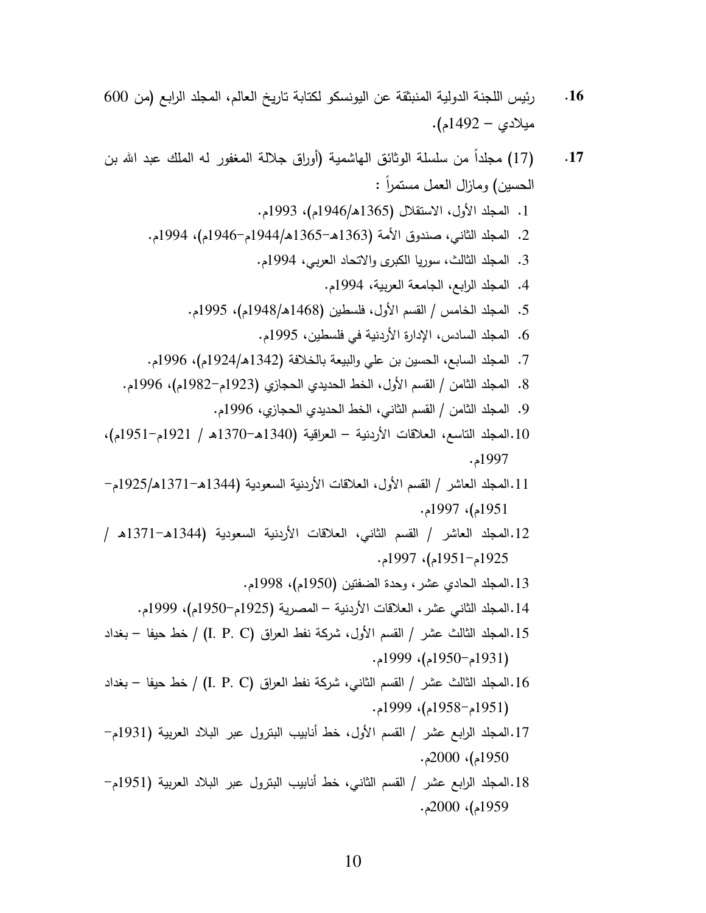16. رئيس اللجنة الدولية المنبثقة عن اليونسكو لكتابة تاريخ العالم، المجلد الرابع (من 600 ميلادي – 1492م).

17. (17) مجلداً من سلسلة الوثائق الهاشمية (أوراق جلالة المغفور له الملك عبد الله بن الحسين) ومازال العمل مستمراً :

1. المجلد الأول، الاستقلال (1365هـ/1946م)، 1993م.
2. المجلد الثاني، صندوق الأمة (1363هـ–1365هـ/1944م–1946م)، 1994م.
3. المجلد الثالث، سوريا الكبرى والاتحاد العربي، 1994م.
4. المجلد الرابع، الجامعة العربية، 1994م.
5. المجلد الخامس / القسم الأول، فلسطين (1468هـ/1948م)، 1995م.
6. المجلد السادس، الإدارة الأردنية في فلسطين، 1995م.
7. المجلد السابع، الحسين بن علي والبيعة بالخلافة (1342هـ/1924م)، 1996م.
8. المجلد الثامن / القسم الأول، الخط الحديدي الحجازي (1923م–1982م)، 1996م.
9. المجلد الثامن / القسم الثاني، الخط الحديدي الحجازي، 1996م.
10. المجلد التاسع، العلاقات الأردنية – العراقية (1340هـ–1370هـ / 1921م–1951م)، 1997م.
11. المجلد العاشر / القسم الأول، العلاقات الأردنية السعودية (1344هـ–1371هـ/1925م–1951م)، 1997م.
12. المجلد العاشر / القسم الثاني، العلاقات الأردنية السعودية (1344هـ–1371هـ / 1925م–1951م)، 1997م.
13. المجلد الحادي عشر، وحدة الضفتين (1950م)، 1998م.
14. المجلد الثاني عشر، العلاقات الأردنية – المصرية (1925م–1950م)، 1999م.
15. المجلد الثالث عشر / القسم الأول، شركة نفط العراق (I. P. C) / خط حيفا – بغداد (1931م–1950م)، 1999م.
16. المجلد الثالث عشر / القسم الثاني، شركة نفط العراق (I. P. C) / خط حيفا – بغداد (1951م–1958م)، 1999م.
17. المجلد الرابع عشر / القسم الأول، خط أنابيب البترول عبر البلاد العربية (1931م–1950م)، 2000م.
18. المجلد الرابع عشر / القسم الثاني، خط أنابيب البترول عبر البلاد العربية (1951م–1959م)، 2000م.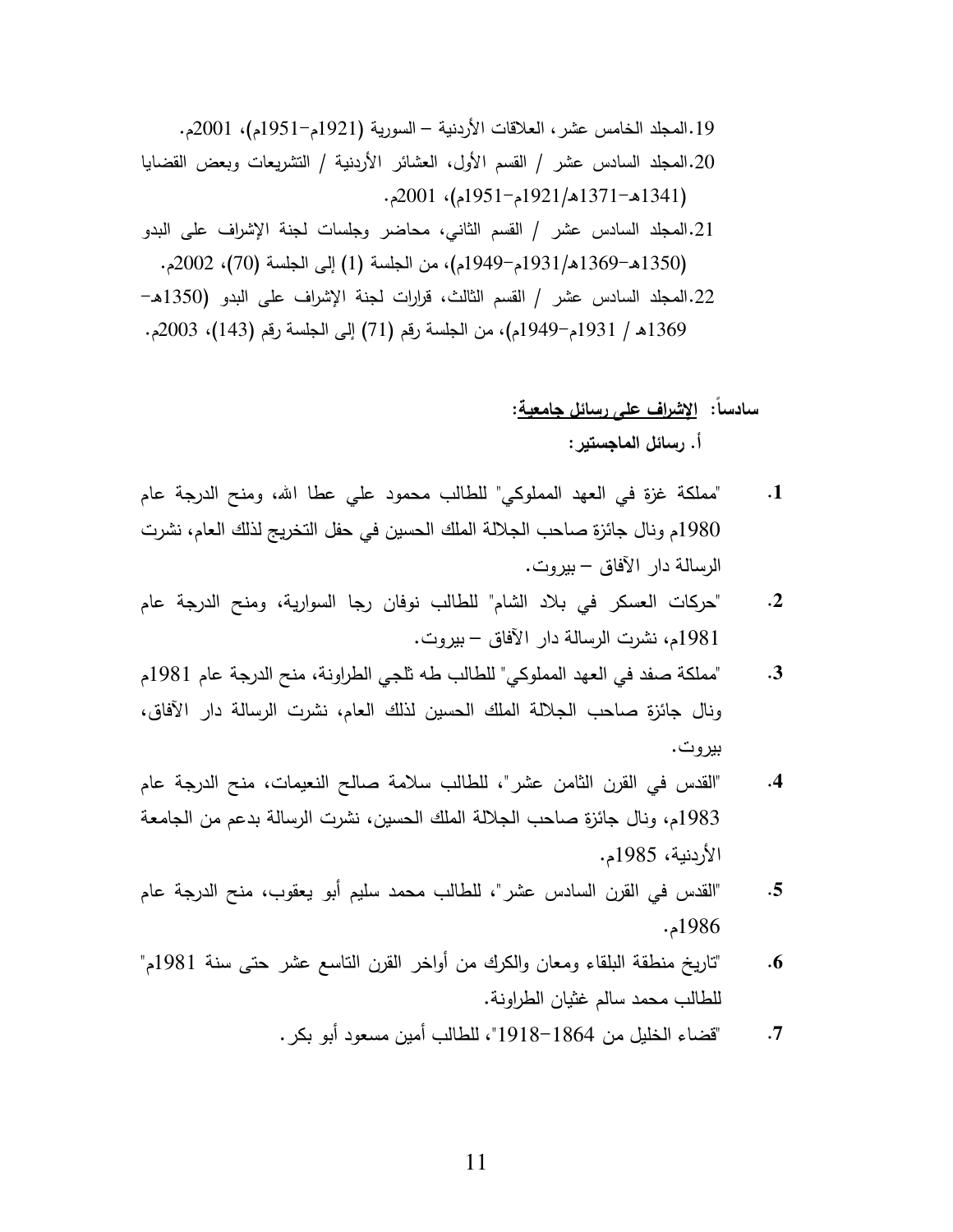19. المجلد الخامس عشر، العلاقات الأردنية – السورية (1921م–1951م)، 2001م.
20. المجلد السادس عشر / القسم الأول، العشائر الأردنية / التشريعات وبعض القضايا (1341هـ–1371هـ/1921م–1951م)، 2001م.
21. المجلد السادس عشر / القسم الثاني، محاضر وجلسات لجنة الإشراف على البدو (1350هـ–1369هـ/1931م–1949م)، من الجلسة (1) إلى الجلسة (70)، 2002م.
22. المجلد السادس عشر / القسم الثالث، قرارات لجنة الإشراف على البدو (1350هـ–1369هـ / 1931م–1949م)، من الجلسة رقم (71) إلى الجلسة رقم (143)، 2003م.

**سادساً: الإشراف على رسائل جامعية:**

**أ. رسائل الماجستير:**

1. "مملكة غزة في العهد المملوكي" للطالب محمود علي عطا الله، ومنح الدرجة عام 1980م ونال جائزة صاحب الجلالة الملك الحسين في حفل التخريج لذلك العام، نشرت الرسالة دار الآفاق – بيروت.
2. "حركات العسكر في بلاد الشام" للطالب نوفان رجا السوارية، ومنح الدرجة عام 1981م، نشرت الرسالة دار الآفاق – بيروت.
3. "مملكة صفد في العهد المملوكي" للطالب طه ثلجي الطراونة، منح الدرجة عام 1981م ونال جائزة صاحب الجلالة الملك الحسين لذلك العام، نشرت الرسالة دار الآفاق، بيروت.
4. "القدس في القرن الثامن عشر"، للطالب سلامة صالح النعيمات، منح الدرجة عام 1983م، ونال جائزة صاحب الجلالة الملك الحسين، نشرت الرسالة بدعم من الجامعة الأردنية، 1985م.
5. "القدس في القرن السادس عشر"، للطالب محمد سليم أبو يعقوب، منح الدرجة عام 1986م.
6. "تاريخ منطقة البلقاء ومعان والكرك من أواخر القرن التاسع عشر حتى سنة 1981م" للطالب محمد سالم غثيان الطراونة.
7. "قضاء الخليل من 1864–1918"، للطالب أمين مسعود أبو بكر.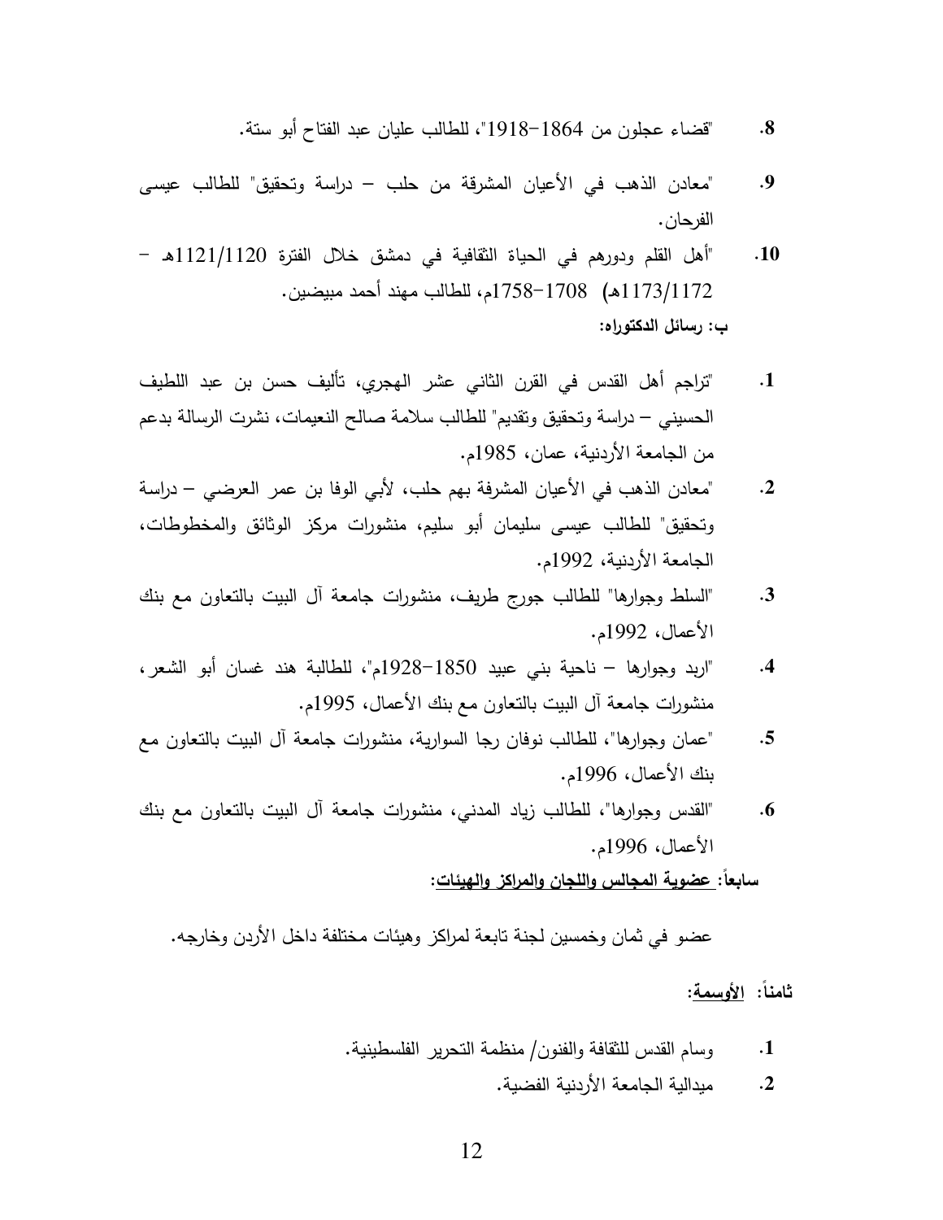8. "قضاء عجلون من 1864-1918"، للطالب عليان عبد الفتاح أبو ستة.

9. "معادن الذهب في الأعيان المشرقة من حلب – دراسة وتحقيق" للطالب عيسى الفرحان.

10. "أهل القلم ودورهم في الحياة الثقافية في دمشق خلال الفترة 1121/1120هـ – 1173/1172هـ) 1708-1758م، للطالب مهند أحمد مبيضين.

**ب: رسائل الدكتوراه:**

1. "تراجم أهل القدس في القرن الثاني عشر الهجري، تأليف حسن بن عبد اللطيف الحسيني – دراسة وتحقيق وتقديم" للطالب سلامة صالح النعيمات، نشرت الرسالة بدعم من الجامعة الأردنية، عمان، 1985م.
2. "معادن الذهب في الأعيان المشرفة بهم حلب، لأبي الوفا بن عمر العرضي – دراسة وتحقيق" للطالب عيسى سليمان أبو سليم، منشورات مركز الوثائق والمخطوطات، الجامعة الأردنية، 1992م.
3. "السلط وجوارها" للطالب جورج طريف، منشورات جامعة آل البيت بالتعاون مع بنك الأعمال، 1992م.
4. "اربد وجوارها – ناحية بني عبيد 1850-1928م"، للطالبة هند غسان أبو الشعر، منشورات جامعة آل البيت بالتعاون مع بنك الأعمال، 1995م.
5. "عمان وجوارها"، للطالب نوفان رجا السوارية، منشورات جامعة آل البيت بالتعاون مع بنك الأعمال، 1996م.
6. "القدس وجوارها"، للطالب زياد المدني، منشورات جامعة آل البيت بالتعاون مع بنك الأعمال، 1996م.

**سابعاً: عضوية المجالس واللجان والمراكز والهيئات:**

عضو في ثمان وخمسين لجنة تابعة لمراكز وهيئات مختلفة داخل الأردن وخارجه.

**ثامناً: الأوسمة:**

1. وسام القدس للثقافة والفنون/ منظمة التحرير الفلسطينية.
2. ميدالية الجامعة الأردنية الفضية.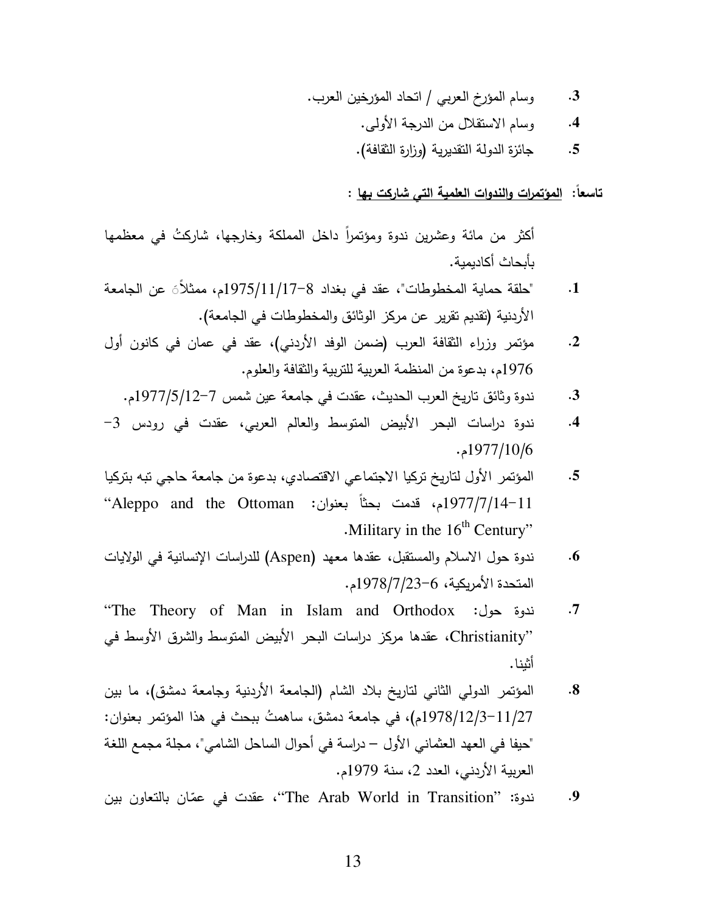3. وسام المؤرخ العربي / اتحاد المؤرخين العرب.
4. وسام الاستقلال من الدرجة الأولى.
5. جائزة الدولة التقديرية (وزارة الثقافة).

**تاسعاً: المؤتمرات والندوات العلمية التي شاركت بها :**

أكثر من مائة وعشرين ندوة ومؤتمراً داخل المملكة وخارجها، شاركتُ في معظمها بأبحاث أكاديمية.

1. "حلقة حماية المخطوطات"، عقد في بغداد 8-1975/11/17م، ممثلاًَ عن الجامعة الأردنية (تقديم تقرير عن مركز الوثائق والمخطوطات في الجامعة).
2. مؤتمر وزراء الثقافة العرب (ضمن الوفد الأردني)، عقد في عمان في كانون أول 1976م، بدعوة من المنظمة العربية للتربية والثقافة والعلوم.
3. ندوة وثائق تاريخ العرب الحديث، عقدت في جامعة عين شمس 7-1977/5/12م.
4. ندوة دراسات البحر الأبيض المتوسط والعالم العربي، عقدت في رودس 3-1977/10/6م.
5. المؤتمر الأول لتاريخ تركيا الاجتماعي الاقتصادي، بدعوة من جامعة حاجي تبه بتركيا 11-1977/7/14م، قدمت بحثاً بعنوان: "Aleppo and the Ottoman Military in the 16th Century".
6. ندوة حول الاسلام والمستقبل، عقدها معهد (Aspen) للدراسات الإنسانية في الولايات المتحدة الأمريكية، 6-1978/7/23م.
7. ندوة حول: "The Theory of Man in Islam and Orthodox Christianity"، عقدها مركز دراسات البحر الأبيض المتوسط والشرق الأوسط في أثينا.
8. المؤتمر الدولي الثاني لتاريخ بلاد الشام (الجامعة الأردنية وجامعة دمشق)، ما بين 11/27-1978/12/3م)، في جامعة دمشق، ساهمتُ ببحث في هذا المؤتمر بعنوان: "حيفا في العهد العثماني الأول – دراسة في أحوال الساحل الشامي"، مجلة مجمع اللغة العربية الأردني، العدد 2، سنة 1979م.
9. ندوة: "The Arab World in Transition"، عقدت في عمّان بالتعاون بين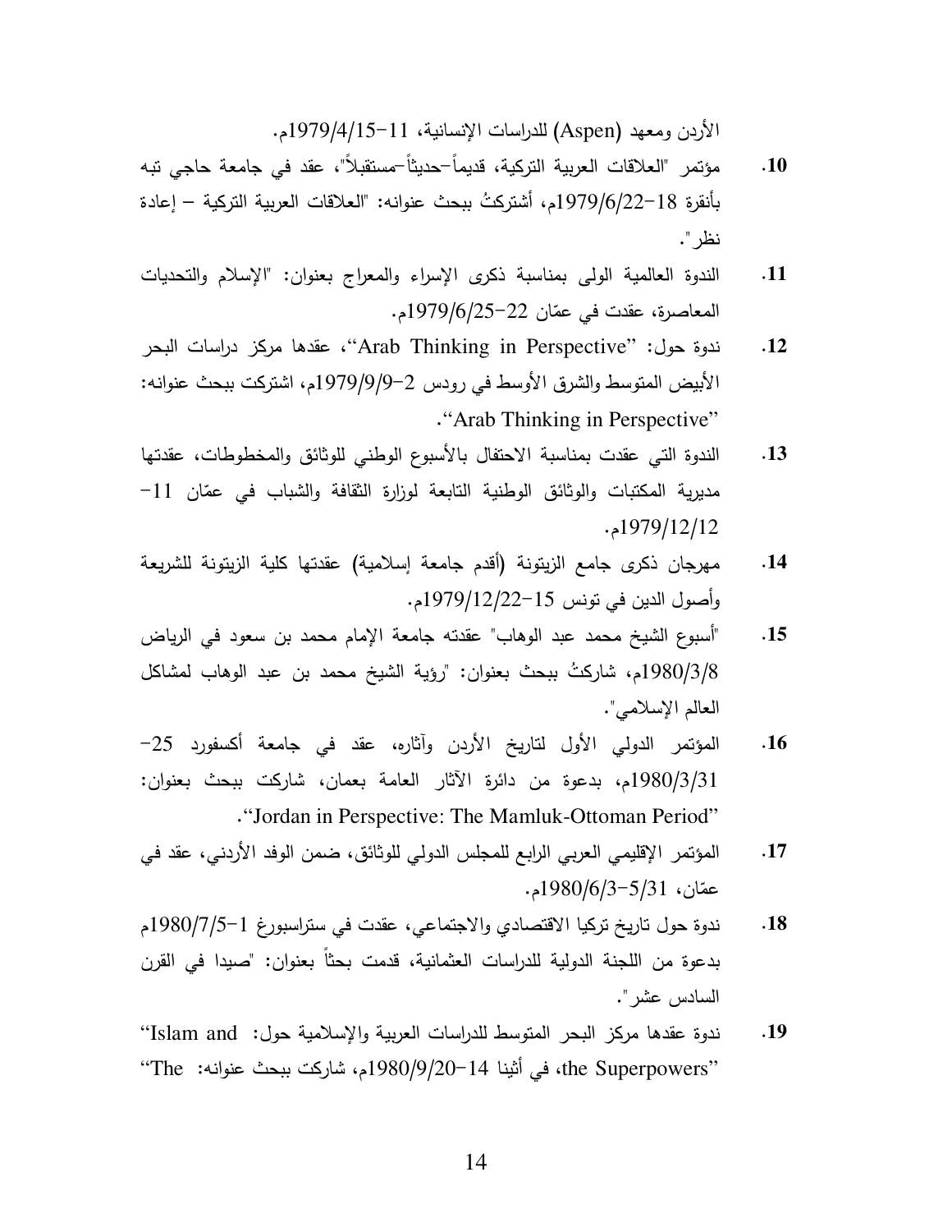الأردن ومعهد (Aspen) للدراسات الإنسانية، 11-1979/4/15م.

10. مؤتمر "العلاقات العربية التركية، قديماً-حديثاً-مستقبلاً"، عقد في جامعة حاجي تبه بأنقرة 18-1979/6/22م، أشتركتُ ببحث عنوانه: "العلاقات العربية التركية – إعادة نظر".

11. الندوة العالمية الولى بمناسبة ذكرى الإسراء والمعراج بعنوان: "الإسلام والتحديات المعاصرة، عقدت في عمّان 22-1979/6/25م.

12. ندوة حول: "Arab Thinking in Perspective"، عقدها مركز دراسات البحر الأبيض المتوسط والشرق الأوسط في رودس 2-1979/9/9م، اشتركت ببحث عنوانه: "Arab Thinking in Perspective".

13. الندوة التي عقدت بمناسبة الاحتفال بالأسبوع الوطني للوثائق والمخطوطات، عقدتها مديرية المكتبات والوثائق الوطنية التابعة لوزارة الثقافة والشباب في عمّان 11-1979/12/12م.

14. مهرجان ذكرى جامع الزيتونة (أقدم جامعة إسلامية) عقدتها كلية الزيتونة للشريعة وأصول الدين في تونس 15-1979/12/22م.

15. "أسبوع الشيخ محمد عبد الوهاب" عقدته جامعة الإمام محمد بن سعود في الرياض 1980/3/8م، شاركتُ ببحث بعنوان: "رؤية الشيخ محمد بن عبد الوهاب لمشاكل العالم الإسلامي".

16. المؤتمر الدولي الأول لتاريخ الأردن وآثاره، عقد في جامعة أكسفورد 25-1980/3/31م، بدعوة من دائرة الآثار العامة بعمان، شاركت ببحث بعنوان: "Jordan in Perspective: The Mamluk-Ottoman Period".

17. المؤتمر الإقليمي العربي الرابع للمجلس الدولي للوثائق، ضمن الوفد الأردني، عقد في عمّان، 5/31-1980/6/3م.

18. ندوة حول تاريخ تركيا الاقتصادي والاجتماعي، عقدت في ستراسبورغ 1-1980/7/5م بدعوة من اللجنة الدولية للدراسات العثمانية، قدمت بحثاً بعنوان: "صيدا في القرن السادس عشر".

19. ندوة عقدها مركز البحر المتوسط للدراسات العربية والإسلامية حول: "Islam and the Superpowers"، في أثينا 14-1980/9/20م، شاركت ببحث عنوانه: "The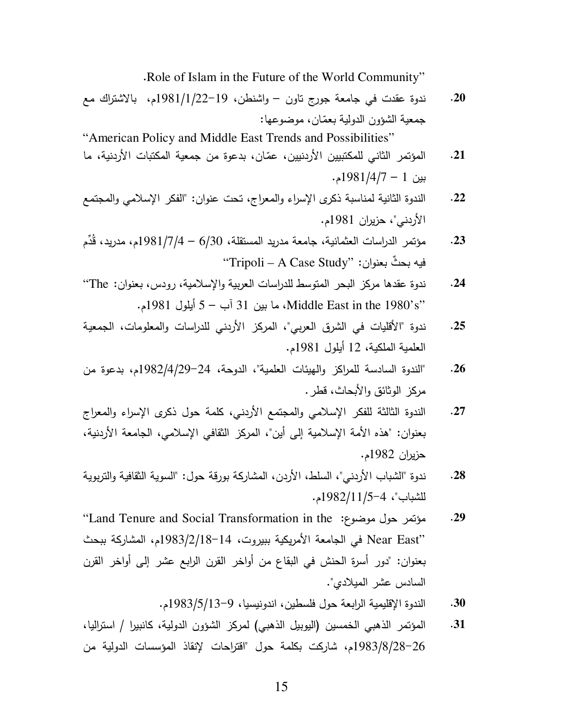Role of Islam in the Future of the World Community".

20. ندوة عقدت في جامعة جورج تاون – واشنطن، 19-1981/1/22م، بالاشتراك مع جمعية الشؤون الدولية بعمّان، موضوعها:
"American Policy and Middle East Trends and Possibilities"

21. المؤتمر الثاني للمكتبيين الأردنيين، عمّان، بدعوة من جمعية المكتبات الأردنية، ما بين 1 – 1981/4/7م.

22. الندوة الثانية لمناسبة ذكرى الإسراء والمعراج، تحت عنوان: "الفكر الإسلامي والمجتمع الأردني"، حزيران 1981م.

23. مؤتمر الدراسات العثمانية، جامعة مدريد المستقلة، 6/30 – 1981/7/4م، مدريد، قُدِّم فيه بحثٌ بعنوان: "Tripoli – A Case Study"

24. ندوة عقدها مركز البحر المتوسط للدراسات العربية والإسلامية، رودس، بعنوان: "The Middle East in the 1980's"، ما بين 31 آب – 5 أيلول 1981م.

25. ندوة "الأقليات في الشرق العربي"، المركز الأردني للدراسات والمعلومات، الجمعية العلمية الملكية، 12 أيلول 1981م.

26. "الندوة السادسة للمراكز والهيئات العلمية"، الدوحة، 24-1982/4/29م، بدعوة من مركز الوثائق والأبحاث، قطر.

27. الندوة الثالثة للفكر الإسلامي والمجتمع الأردني، كلمة حول ذكرى الإسراء والمعراج بعنوان: "هذه الأمة الإسلامية إلى أين"، المركز الثقافي الإسلامي، الجامعة الأردنية، حزيران 1982م.

28. ندوة "الشباب الأردني"، السلط، الأردن، المشاركة بورقة حول: "السوية الثقافية والتربوية للشباب"، 4-1982/11/5م.

29. مؤتمر حول موضوع: "Land Tenure and Social Transformation in the Near East" في الجامعة الأمريكية ببيروت، 14-1983/2/18م، المشاركة ببحث بعنوان: "دور أسرة الحنش في البقاع من أواخر القرن الرابع عشر إلى أواخر القرن السادس عشر الميلادي".

30. الندوة الإقليمية الرابعة حول فلسطين، اندونيسيا، 9-1983/5/13م.

31. المؤتمر الذهبي الخمسين (اليوبيل الذهبي) لمركز الشؤون الدولية، كانبيرا / استراليا، 26-1983/8/28م، شاركت بكلمة حول "اقتراحات لإنقاذ المؤسسات الدولية من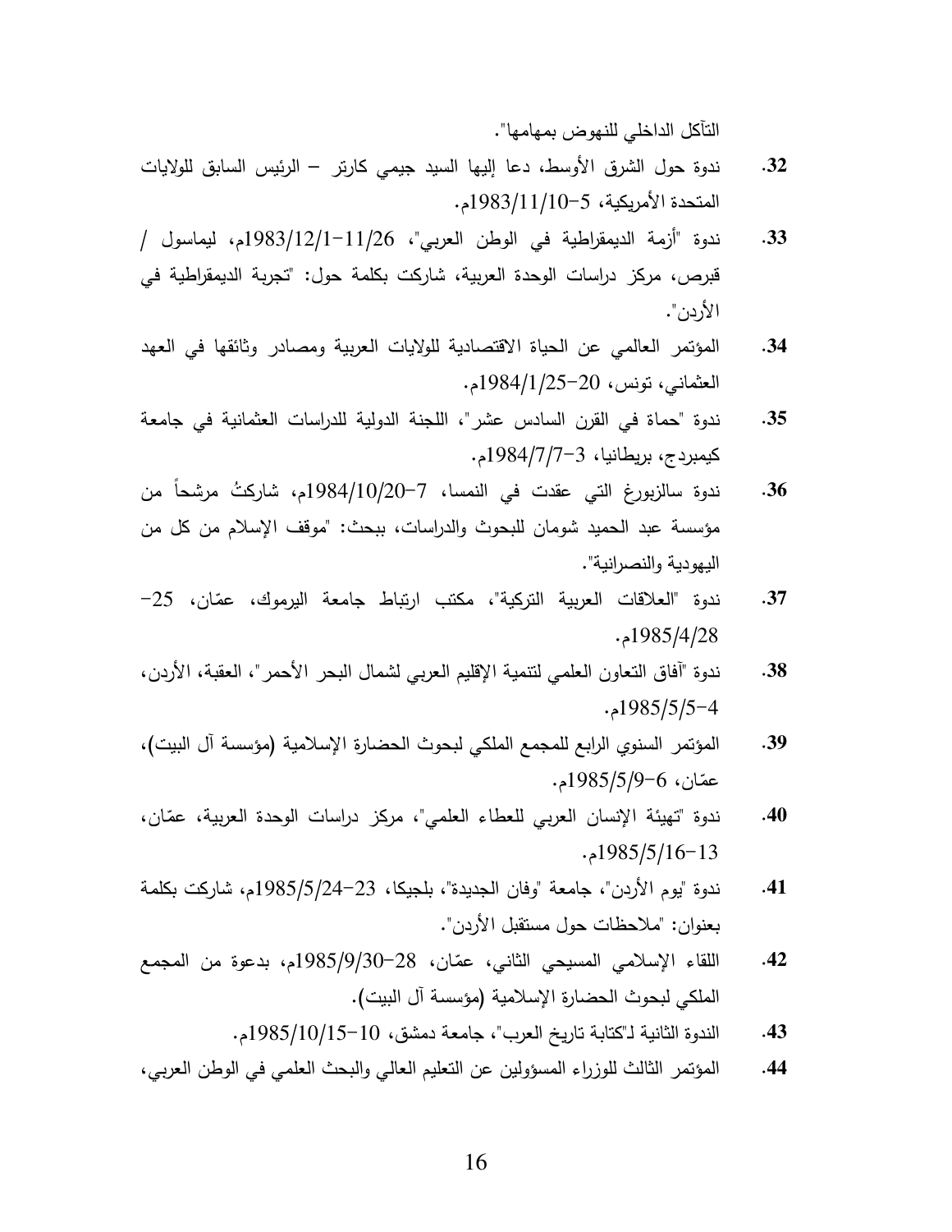التآكل الداخلي للنهوض بمهامها".

32. ندوة حول الشرق الأوسط، دعا إليها السيد جيمي كارتر – الرئيس السابق للولايات المتحدة الأمريكية، 5-1983/11/10م.

33. ندوة "أزمة الديمقراطية في الوطن العربي"، 26/11-1983/12/1م، ليماسول / قبرص، مركز دراسات الوحدة العربية، شاركت بكلمة حول: "تجربة الديمقراطية في الأردن".

34. المؤتمر العالمي عن الحياة الاقتصادية للولايات العربية ومصادر وثائقها في العهد العثماني، تونس، 20-1984/1/25م.

35. ندوة "حماة في القرن السادس عشر"، اللجنة الدولية للدراسات العثمانية في جامعة كيمبردج، بريطانيا، 3-1984/7/7م.

36. ندوة سالزبورغ التي عقدت في النمسا، 7-1984/10/20م، شاركتُ مرشحاً من مؤسسة عبد الحميد شومان للبحوث والدراسات، ببحث: "موقف الإسلام من كل من اليهودية والنصرانية".

37. ندوة "العلاقات العربية التركية"، مكتب ارتباط جامعة اليرموك، عمّان، 25-1985/4/28م.

38. ندوة "آفاق التعاون العلمي لتنمية الإقليم العربي لشمال البحر الأحمر"، العقبة، الأردن، 4-1985/5/5م.

39. المؤتمر السنوي الرابع للمجمع الملكي لبحوث الحضارة الإسلامية (مؤسسة آل البيت)، عمّان، 6-1985/5/9م.

40. ندوة "تهيئة الإنسان العربي للعطاء العلمي"، مركز دراسات الوحدة العربية، عمّان، 13-1985/5/16م.

41. ندوة "يوم الأردن"، جامعة "وفان الجديدة"، بلجيكا، 23-1985/5/24م، شاركت بكلمة بعنوان: "ملاحظات حول مستقبل الأردن".

42. اللقاء الإسلامي المسيحي الثاني، عمّان، 28-1985/9/30م، بدعوة من المجمع الملكي لبحوث الحضارة الإسلامية (مؤسسة آل البيت).

43. الندوة الثانية لـ"كتابة تاريخ العرب"، جامعة دمشق، 10-1985/10/15م.

44. المؤتمر الثالث للوزراء المسؤولين عن التعليم العالي والبحث العلمي في الوطن العربي،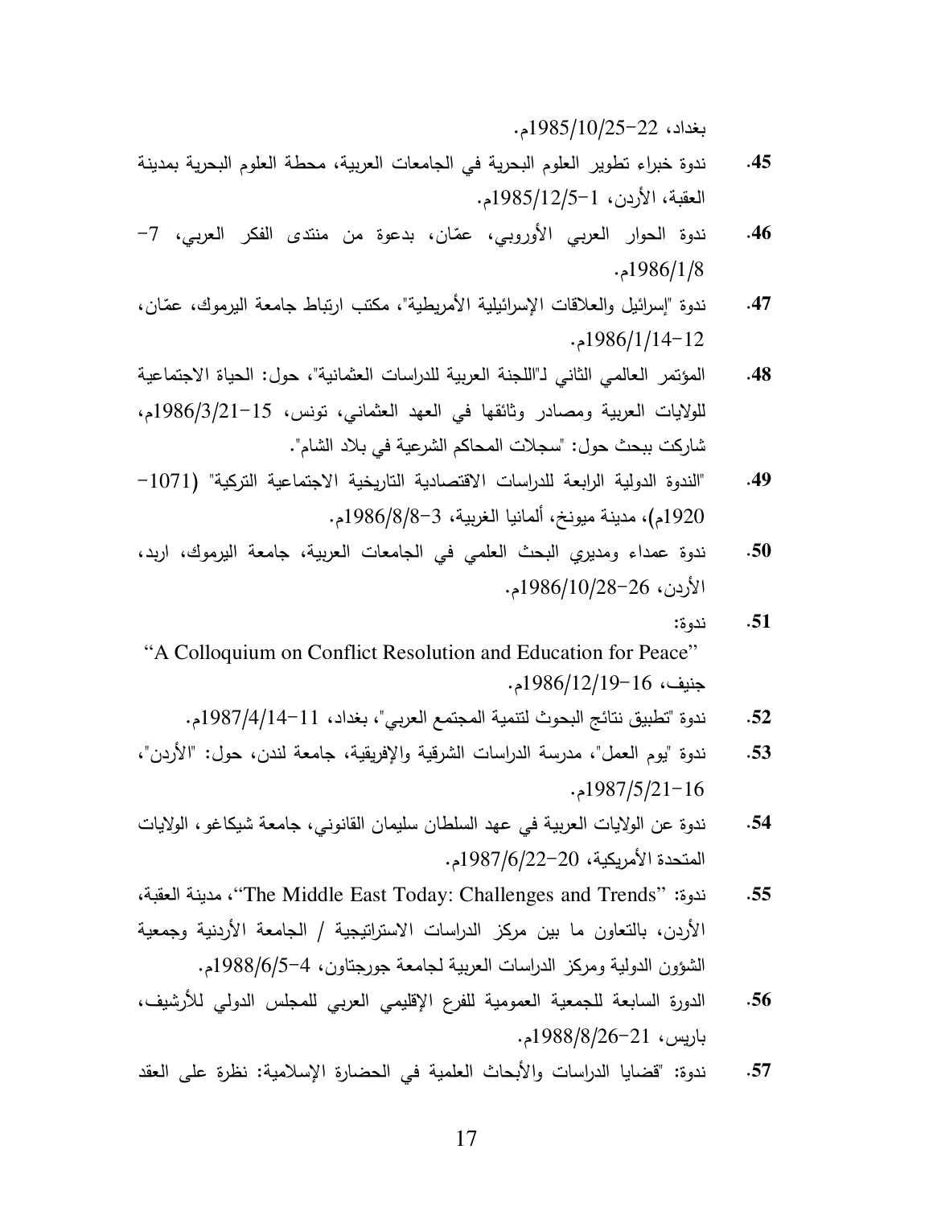بغداد، 22-1985/10/25م.

**45.** ندوة خبراء تطوير العلوم البحرية في الجامعات العربية، محطة العلوم البحرية بمدينة العقبة، الأردن، 1-1985/12/5م.

**46.** ندوة الحوار العربي الأوروبي، عمّان، بدعوة من منتدى الفكر العربي، 7-1986/1/8م.

**47.** ندوة "إسرائيل والعلاقات الإسرائيلية الأمريطية"، مكتب ارتباط جامعة اليرموك، عمّان، 12-1986/1/14م.

**48.** المؤتمر العالمي الثاني لـ"اللجنة العربية للدراسات العثمانية"، حول: الحياة الاجتماعية للولايات العربية ومصادر وثائقها في العهد العثماني، تونس، 15-1986/3/21م، شاركت ببحث حول: "سجلات المحاكم الشرعية في بلاد الشام".

**49.** "الندوة الدولية الرابعة للدراسات الاقتصادية التاريخية الاجتماعية التركية" (1071-1920م)، مدينة ميونخ، ألمانيا الغربية، 3-1986/8/8م.

**50.** ندوة عمداء ومديري البحث العلمي في الجامعات العربية، جامعة اليرموك، اربد، الأردن، 26-1986/10/28م.

**51.** ندوة:

"A Colloquium on Conflict Resolution and Education for Peace"

جنيف، 16-1986/12/19م.

**52.** ندوة "تطبيق نتائج البحوث لتنمية المجتمع العربي"، بغداد، 11-1987/4/14م.

**53.** ندوة "يوم العمل"، مدرسة الدراسات الشرقية والإفريقية، جامعة لندن، حول: "الأردن"، 16-1987/5/21م.

**54.** ندوة عن الولايات العربية في عهد السلطان سليمان القانوني، جامعة شيكاغو، الولايات المتحدة الأمريكية، 20-1987/6/22م.

**55.** ندوة: "The Middle East Today: Challenges and Trends"، مدينة العقبة، الأردن، بالتعاون ما بين مركز الدراسات الاستراتيجية / الجامعة الأردنية وجمعية الشؤون الدولية ومركز الدراسات العربية لجامعة جورجتاون، 4-1988/6/5م.

**56.** الدورة السابعة للجمعية العمومية للفرع الإقليمي العربي للمجلس الدولي للأرشيف، باريس، 21-1988/8/26م.

**57.** ندوة: "قضايا الدراسات والأبحاث العلمية في الحضارة الإسلامية: نظرة على العقد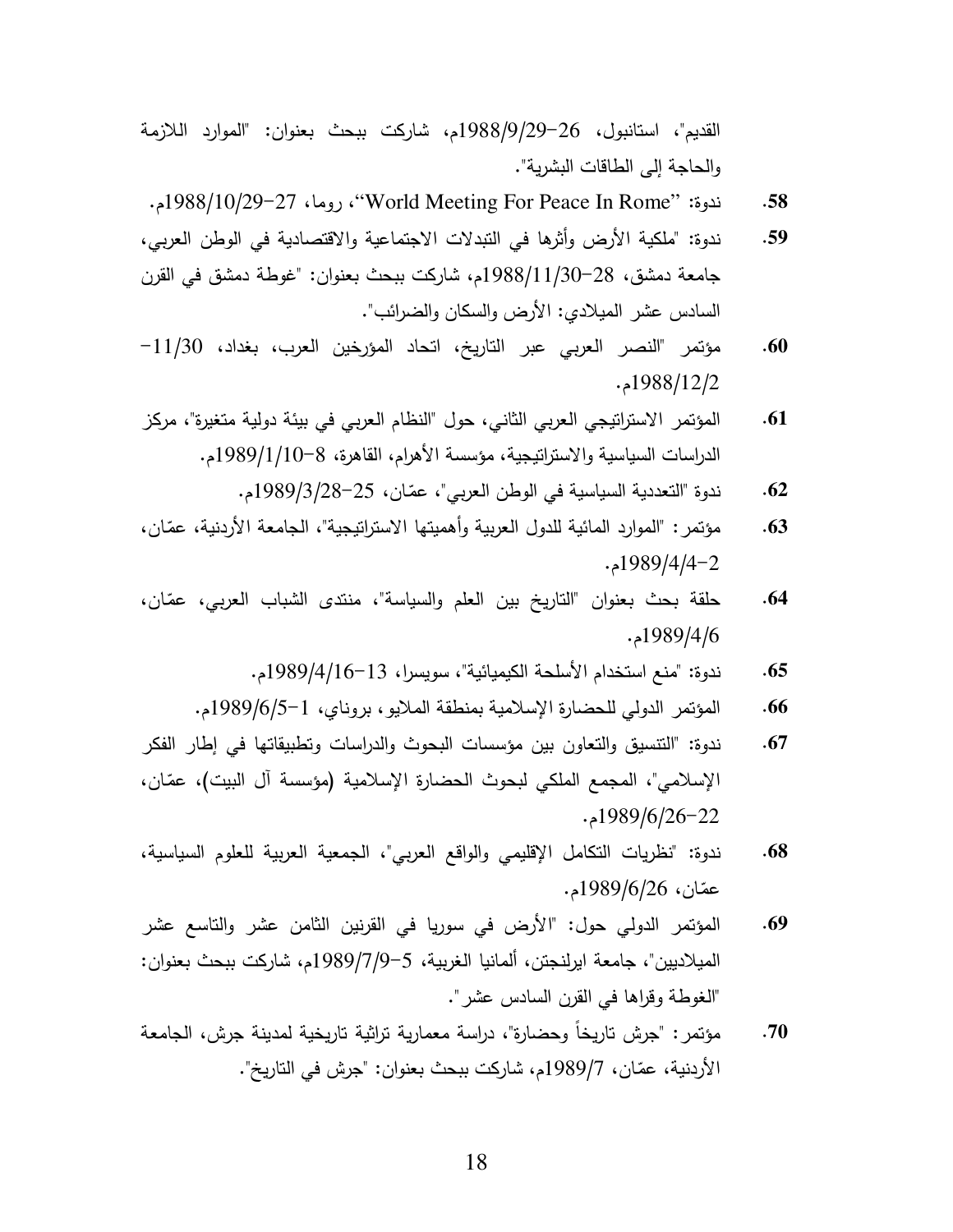القديم"، استانبول، 26-1988/9/29م، شاركت ببحث بعنوان: "الموارد اللازمة والحاجة إلى الطاقات البشرية".

58. ندوة: "World Meeting For Peace In Rome"، روما، 27-1988/10/29م.

59. ندوة: "ملكية الأرض وأثرها في التبدلات الاجتماعية والاقتصادية في الوطن العربي، جامعة دمشق، 28-1988/11/30م، شاركت ببحث بعنوان: "غوطة دمشق في القرن السادس عشر الميلادي: الأرض والسكان والضرائب".

60. مؤتمر "النصر العربي عبر التاريخ، اتحاد المؤرخين العرب، بغداد، 11/30-1988/12/2م.

61. المؤتمر الاستراتيجي العربي الثاني، حول "النظام العربي في بيئة دولية متغيرة"، مركز الدراسات السياسية والاستراتيجية، مؤسسة الأهرام، القاهرة، 8-1989/1/10م.

62. ندوة "التعددية السياسية في الوطن العربي"، عمّان، 25-1989/3/28م.

63. مؤتمر: "الموارد المائية للدول العربية وأهميتها الاستراتيجية"، الجامعة الأردنية، عمّان، 2-1989/4/4م.

64. حلقة بحث بعنوان "التاريخ بين العلم والسياسة"، منتدى الشباب العربي، عمّان، 1989/4/6م.

65. ندوة: "منع استخدام الأسلحة الكيميائية"، سويسرا، 13-1989/4/16م.

66. المؤتمر الدولي للحضارة الإسلامية بمنطقة الملايو، بروناي، 1-1989/6/5م.

67. ندوة: "التنسيق والتعاون بين مؤسسات البحوث والدراسات وتطبيقاتها في إطار الفكر الإسلامي"، المجمع الملكي لبحوث الحضارة الإسلامية (مؤسسة آل البيت)، عمّان، 22-1989/6/26م.

68. ندوة: "نظريات التكامل الإقليمي والواقع العربي"، الجمعية العربية للعلوم السياسية، عمّان، 1989/6/26م.

69. المؤتمر الدولي حول: "الأرض في سوريا في القرنين الثامن عشر والتاسع عشر الميلاديين"، جامعة ايرلنجتن، ألمانيا الغربية، 5-1989/7/9م، شاركت ببحث بعنوان: "الغوطة وقراها في القرن السادس عشر".

70. مؤتمر: "جرش تاريخاً وحضارة"، دراسة معمارية تراثية تاريخية لمدينة جرش، الجامعة الأردنية، عمّان، 1989/7م، شاركت ببحث بعنوان: "جرش في التاريخ".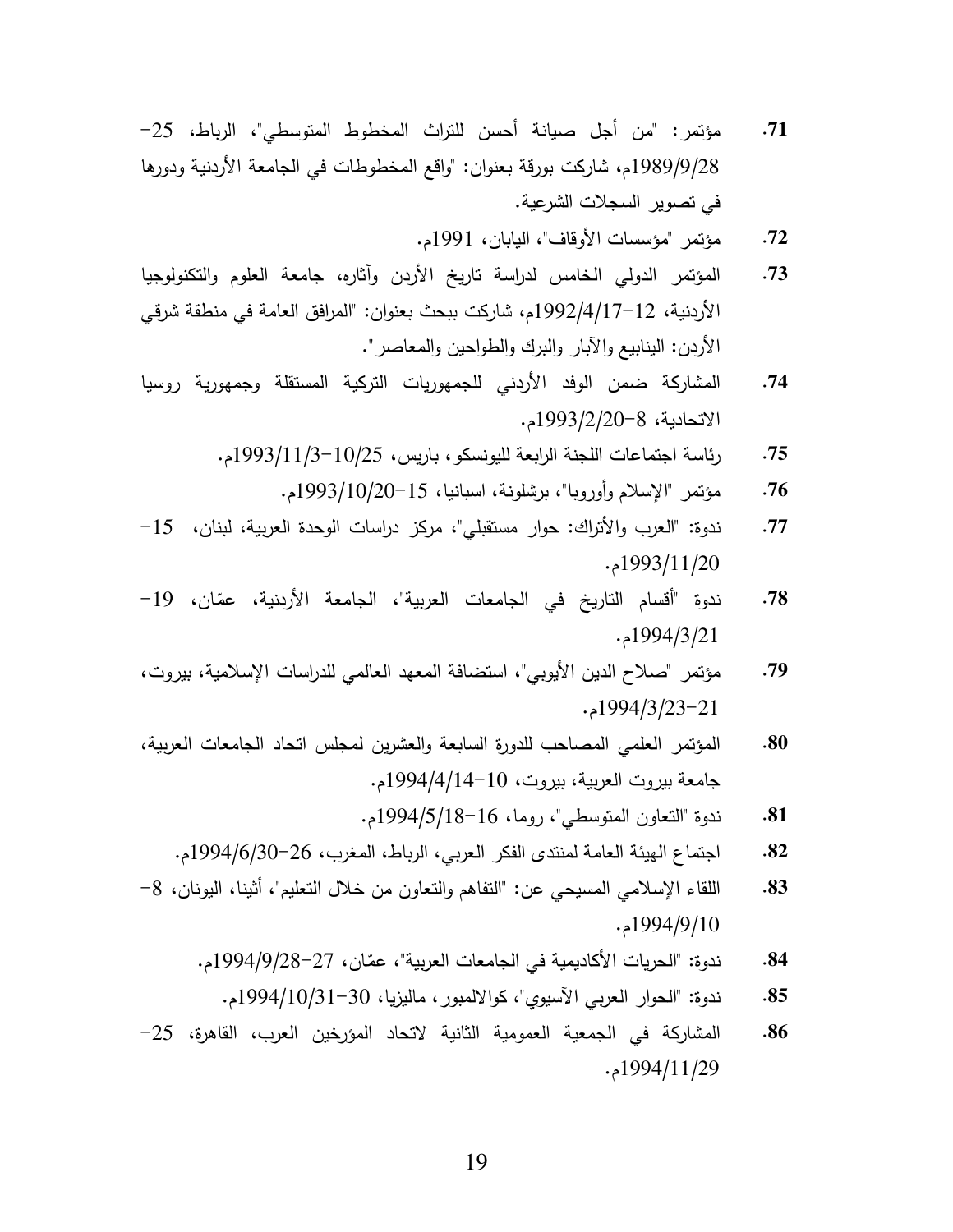71. مؤتمر: "من أجل صيانة أحسن للتراث المخطوط المتوسطي"، الرباط، 25-1989/9/28م، شاركت بورقة بعنوان: "واقع المخطوطات في الجامعة الأردنية ودورها في تصوير السجلات الشرعية.

72. مؤتمر "مؤسسات الأوقاف"، اليابان، 1991م.

73. المؤتمر الدولي الخامس لدراسة تاريخ الأردن وآثاره، جامعة العلوم والتكنولوجيا الأردنية، 12-1992/4/17م، شاركت ببحث بعنوان: "المرافق العامة في منطقة شرقي الأردن: الينابيع والآبار والبرك والطواحين والمعاصر".

74. المشاركة ضمن الوفد الأردني للجمهوريات التركية المستقلة وجمهورية روسيا الاتحادية، 8-1993/2/20م.

75. رئاسة اجتماعات اللجنة الرابعة لليونسكو، باريس، 10/25-1993/11/3م.

76. مؤتمر "الإسلام وأوروبا"، برشلونة، اسبانيا، 15-1993/10/20م.

77. ندوة: "العرب والأتراك: حوار مستقبلي"، مركز دراسات الوحدة العربية، لبنان، 15-1993/11/20م.

78. ندوة "أقسام التاريخ في الجامعات العربية"، الجامعة الأردنية، عمّان، 19-1994/3/21م.

79. مؤتمر "صلاح الدين الأيوبي"، استضافة المعهد العالمي للدراسات الإسلامية، بيروت، 21-1994/3/23م.

80. المؤتمر العلمي المصاحب للدورة السابعة والعشرين لمجلس اتحاد الجامعات العربية، جامعة بيروت العربية، بيروت، 10-1994/4/14م.

81. ندوة "التعاون المتوسطي"، روما، 16-1994/5/18م.

82. اجتماع الهيئة العامة لمنتدى الفكر العربي، الرباط، المغرب، 26-1994/6/30م.

83. اللقاء الإسلامي المسيحي عن: "التفاهم والتعاون من خلال التعليم"، أثينا، اليونان، 8-1994/9/10م.

84. ندوة: "الحريات الأكاديمية في الجامعات العربية"، عمّان، 27-1994/9/28م.

85. ندوة: "الحوار العربي الآسيوي"، كوالالمبور، ماليزيا، 30-1994/10/31م.

86. المشاركة في الجمعية العمومية الثانية لاتحاد المؤرخين العرب، القاهرة، 25-1994/11/29م.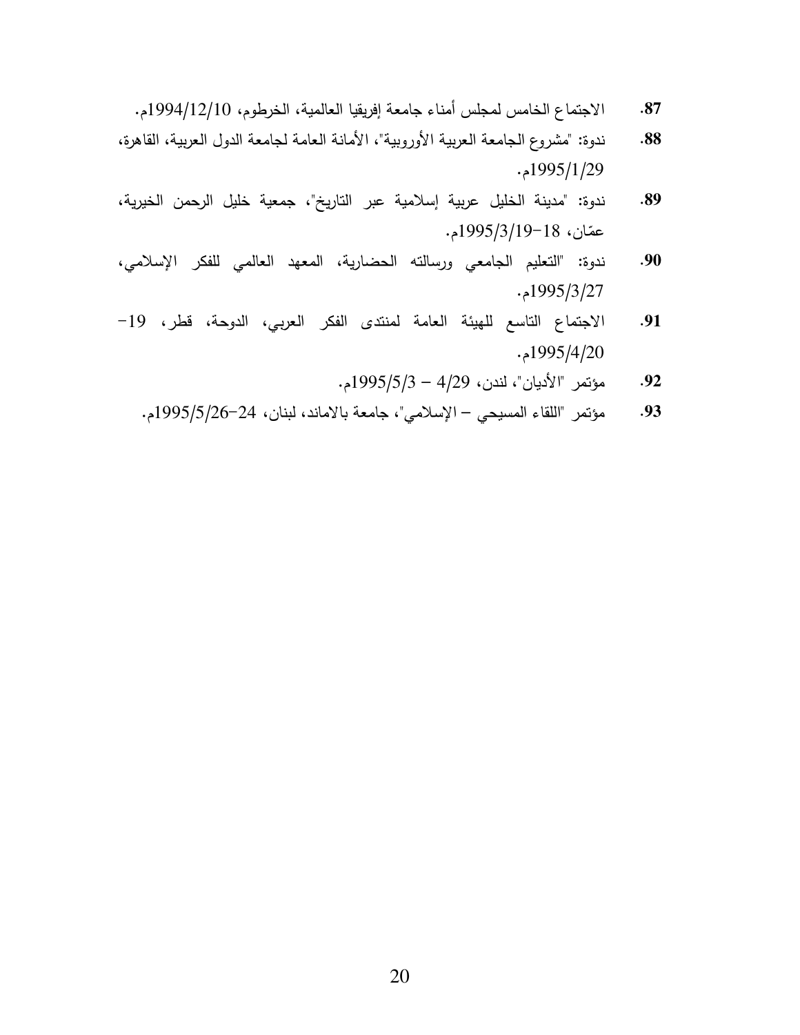87. الاجتماع الخامس لمجلس أمناء جامعة إفريقيا العالمية، الخرطوم، 1994/12/10م.
88. ندوة: "مشروع الجامعة العربية الأوروبية"، الأمانة العامة لجامعة الدول العربية، القاهرة، 1995/1/29م.
89. ندوة: "مدينة الخليل عربية إسلامية عبر التاريخ"، جمعية خليل الرحمن الخيرية، عمّان، 18-1995/3/19م.
90. ندوة: "التعليم الجامعي ورسالته الحضارية، المعهد العالمي للفكر الإسلامي، 1995/3/27م.
91. الاجتماع التاسع للهيئة العامة لمنتدى الفكر العربي، الدوحة، قطر، 19-1995/4/20م.
92. مؤتمر "الأديان"، لندن، 4/29 – 1995/5/3م.
93. مؤتمر "اللقاء المسيحي – الإسلامي"، جامعة بالاماند، لبنان، 24-1995/5/26م.